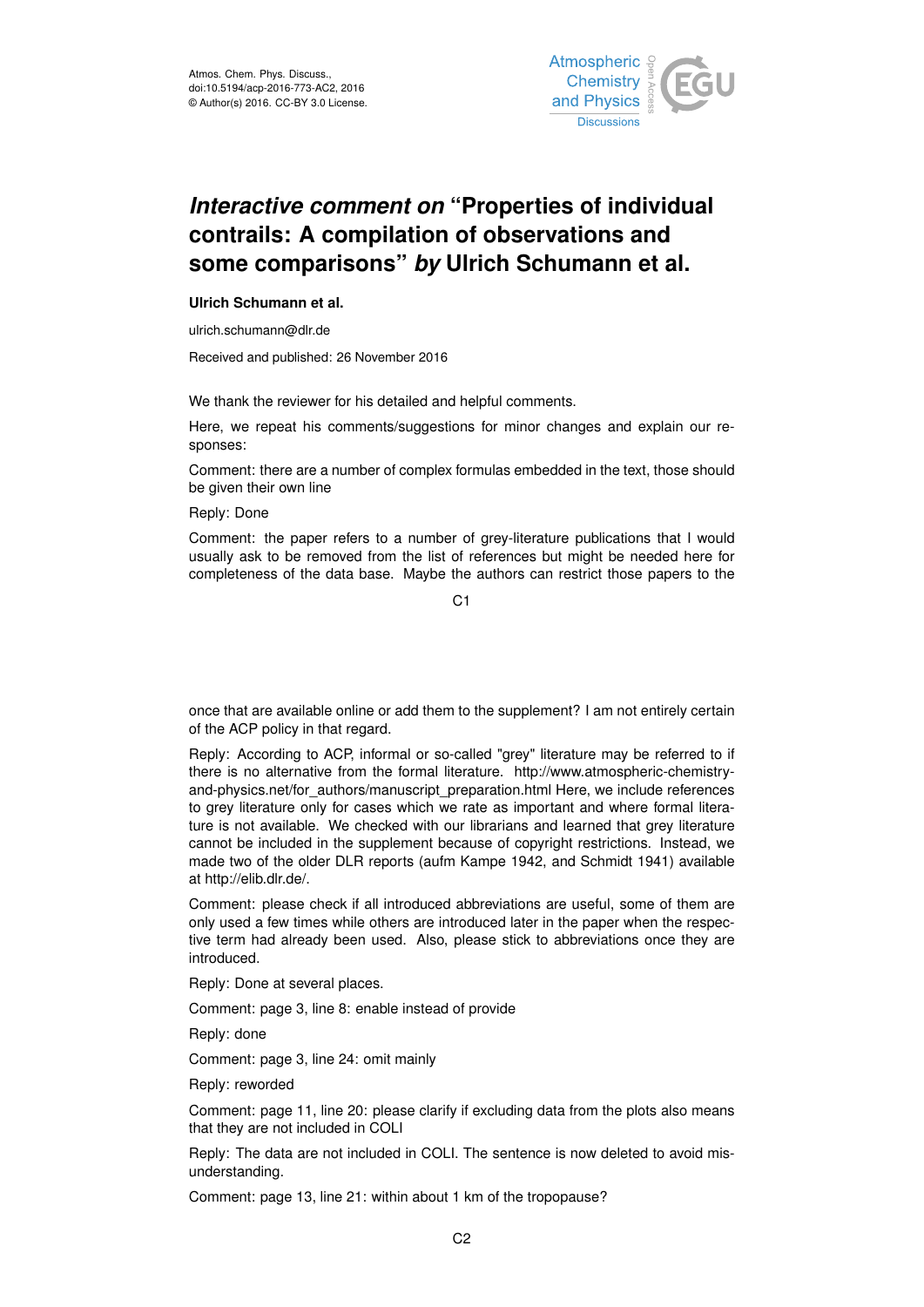Atmos. Chem. Phys. Discuss., doi:10.5194/acp-2016-773-AC2, 2016
© Author(s) 2016. CC-BY 3.0 License.

# *Interactive comment on* "Properties of individual contrails: A compilation of observations and some comparisons" *by* Ulrich Schumann et al.

**Ulrich Schumann et al.**

ulrich.schumann@dlr.de

Received and published: 26 November 2016

We thank the reviewer for his detailed and helpful comments.

Here, we repeat his comments/suggestions for minor changes and explain our responses:

Comment: there are a number of complex formulas embedded in the text, those should be given their own line

Reply: Done

Comment: the paper refers to a number of grey-literature publications that I would usually ask to be removed from the list of references but might be needed here for completeness of the data base. Maybe the authors can restrict those papers to the once that are available online or add them to the supplement? I am not entirely certain of the ACP policy in that regard.

Reply: According to ACP, informal or so-called "grey" literature may be referred to if there is no alternative from the formal literature. http://www.atmospheric-chemistry-and-physics.net/for_authors/manuscript_preparation.html Here, we include references to grey literature only for cases which we rate as important and where formal literature is not available. We checked with our librarians and learned that grey literature cannot be included in the supplement because of copyright restrictions. Instead, we made two of the older DLR reports (aufm Kampe 1942, and Schmidt 1941) available at http://elib.dlr.de/.

Comment: please check if all introduced abbreviations are useful, some of them are only used a few times while others are introduced later in the paper when the respective term had already been used. Also, please stick to abbreviations once they are introduced.

Reply: Done at several places.

Comment: page 3, line 8: enable instead of provide

Reply: done

Comment: page 3, line 24: omit mainly

Reply: reworded

Comment: page 11, line 20: please clarify if excluding data from the plots also means that they are not included in COLI

Reply: The data are not included in COLI. The sentence is now deleted to avoid misunderstanding.

Comment: page 13, line 21: within about 1 km of the tropopause?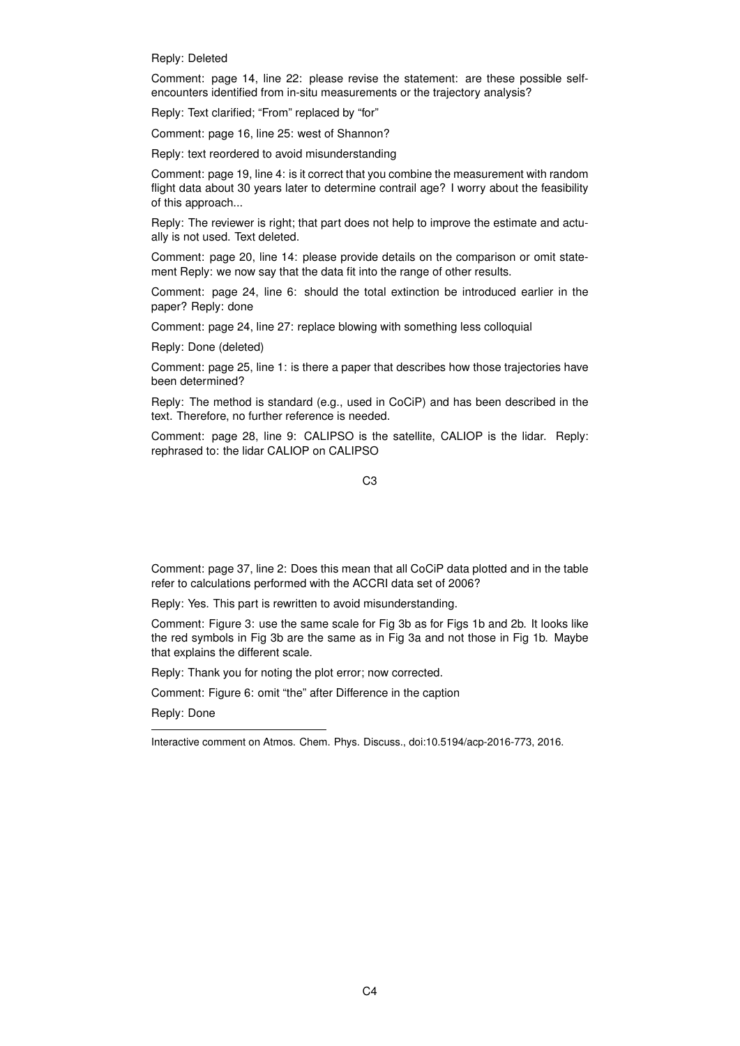Reply: Deleted

Comment: page 14, line 22: please revise the statement: are these possible self-encounters identified from in-situ measurements or the trajectory analysis?

Reply: Text clarified; "From" replaced by "for"

Comment: page 16, line 25: west of Shannon?

Reply: text reordered to avoid misunderstanding

Comment: page 19, line 4: is it correct that you combine the measurement with random flight data about 30 years later to determine contrail age? I worry about the feasibility of this approach...

Reply: The reviewer is right; that part does not help to improve the estimate and actually is not used. Text deleted.

Comment: page 20, line 14: please provide details on the comparison or omit statement Reply: we now say that the data fit into the range of other results.

Comment: page 24, line 6: should the total extinction be introduced earlier in the paper? Reply: done

Comment: page 24, line 27: replace blowing with something less colloquial

Reply: Done (deleted)

Comment: page 25, line 1: is there a paper that describes how those trajectories have been determined?

Reply: The method is standard (e.g., used in CoCiP) and has been described in the text. Therefore, no further reference is needed.

Comment: page 28, line 9: CALIPSO is the satellite, CALIOP is the lidar. Reply: rephrased to: the lidar CALIOP on CALIPSO

Comment: page 37, line 2: Does this mean that all CoCiP data plotted and in the table refer to calculations performed with the ACCRI data set of 2006?

Reply: Yes. This part is rewritten to avoid misunderstanding.

Comment: Figure 3: use the same scale for Fig 3b as for Figs 1b and 2b. It looks like the red symbols in Fig 3b are the same as in Fig 3a and not those in Fig 1b. Maybe that explains the different scale.

Reply: Thank you for noting the plot error; now corrected.

Comment: Figure 6: omit "the" after Difference in the caption

Reply: Done

---

Interactive comment on Atmos. Chem. Phys. Discuss., doi:10.5194/acp-2016-773, 2016.